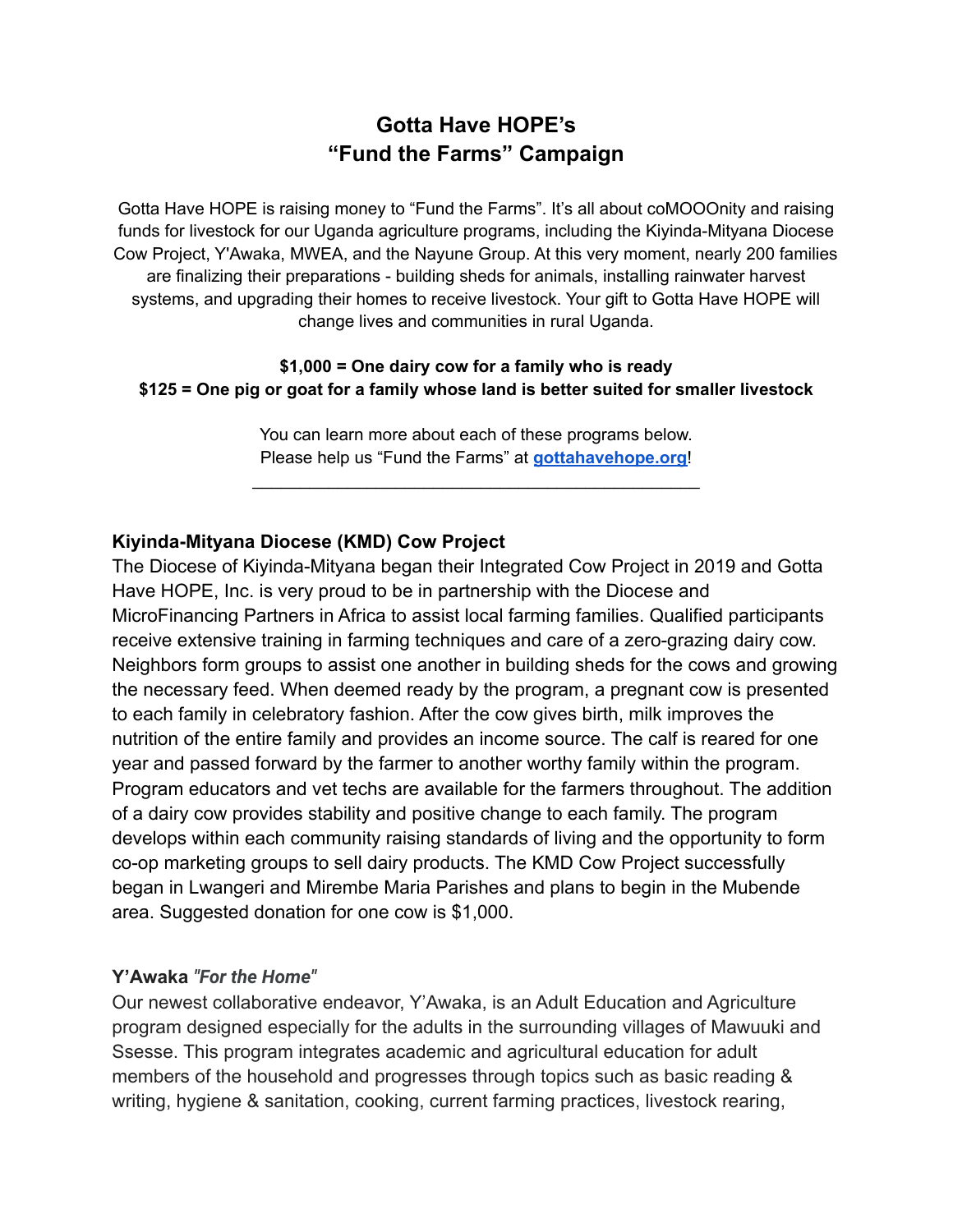# Gotta Have HOPE's
# "Fund the Farms" Campaign

Gotta Have HOPE is raising money to "Fund the Farms". It's all about coMOOOnity and raising funds for livestock for our Uganda agriculture programs, including the Kiyinda-Mityana Diocese Cow Project, Y'Awaka, MWEA, and the Nayune Group. At this very moment, nearly 200 families are finalizing their preparations - building sheds for animals, installing rainwater harvest systems, and upgrading their homes to receive livestock. Your gift to Gotta Have HOPE will change lives and communities in rural Uganda.

**$1,000 = One dairy cow for a family who is ready**
**$125 = One pig or goat for a family whose land is better suited for smaller livestock**

You can learn more about each of these programs below.
Please help us "Fund the Farms" at **[gottahavehope.org](https://gottahavehope.org)**!

---

### Kiyinda-Mityana Diocese (KMD) Cow Project

The Diocese of Kiyinda-Mityana began their Integrated Cow Project in 2019 and Gotta Have HOPE, Inc. is very proud to be in partnership with the Diocese and MicroFinancing Partners in Africa to assist local farming families. Qualified participants receive extensive training in farming techniques and care of a zero-grazing dairy cow. Neighbors form groups to assist one another in building sheds for the cows and growing the necessary feed. When deemed ready by the program, a pregnant cow is presented to each family in celebratory fashion. After the cow gives birth, milk improves the nutrition of the entire family and provides an income source. The calf is reared for one year and passed forward by the farmer to another worthy family within the program. Program educators and vet techs are available for the farmers throughout. The addition of a dairy cow provides stability and positive change to each family. The program develops within each community raising standards of living and the opportunity to form co-op marketing groups to sell dairy products. The KMD Cow Project successfully began in Lwangeri and Mirembe Maria Parishes and plans to begin in the Mubende area. Suggested donation for one cow is $1,000.

### Y'Awaka *"For the Home"*

Our newest collaborative endeavor, Y'Awaka, is an Adult Education and Agriculture program designed especially for the adults in the surrounding villages of Mawuuki and Ssesse. This program integrates academic and agricultural education for adult members of the household and progresses through topics such as basic reading & writing, hygiene & sanitation, cooking, current farming practices, livestock rearing,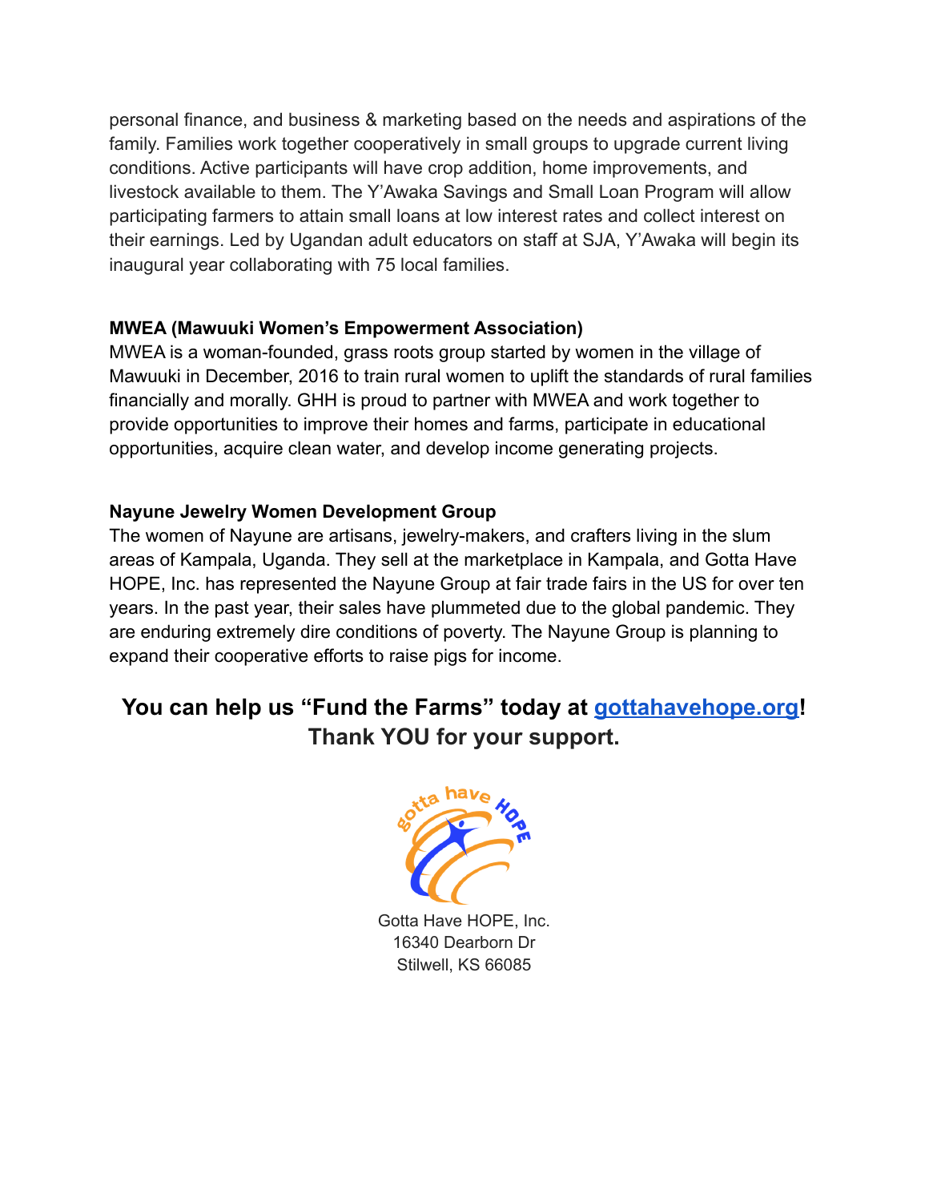personal finance, and business & marketing based on the needs and aspirations of the family. Families work together cooperatively in small groups to upgrade current living conditions. Active participants will have crop addition, home improvements, and livestock available to them. The Y'Awaka Savings and Small Loan Program will allow participating farmers to attain small loans at low interest rates and collect interest on their earnings. Led by Ugandan adult educators on staff at SJA, Y'Awaka will begin its inaugural year collaborating with 75 local families.

**MWEA (Mawuuki Women's Empowerment Association)**
MWEA is a woman-founded, grass roots group started by women in the village of Mawuuki in December, 2016 to train rural women to uplift the standards of rural families financially and morally. GHH is proud to partner with MWEA and work together to provide opportunities to improve their homes and farms, participate in educational opportunities, acquire clean water, and develop income generating projects.

**Nayune Jewelry Women Development Group**
The women of Nayune are artisans, jewelry-makers, and crafters living in the slum areas of Kampala, Uganda. They sell at the marketplace in Kampala, and Gotta Have HOPE, Inc. has represented the Nayune Group at fair trade fairs in the US for over ten years. In the past year, their sales have plummeted due to the global pandemic. They are enduring extremely dire conditions of poverty. The Nayune Group is planning to expand their cooperative efforts to raise pigs for income.

**You can help us "Fund the Farms" today at [gottahavehope.org](gottahavehope.org)!**
**Thank YOU for your support.**

gotta have HOPE

Gotta Have HOPE, Inc.
16340 Dearborn Dr
Stilwell, KS 66085